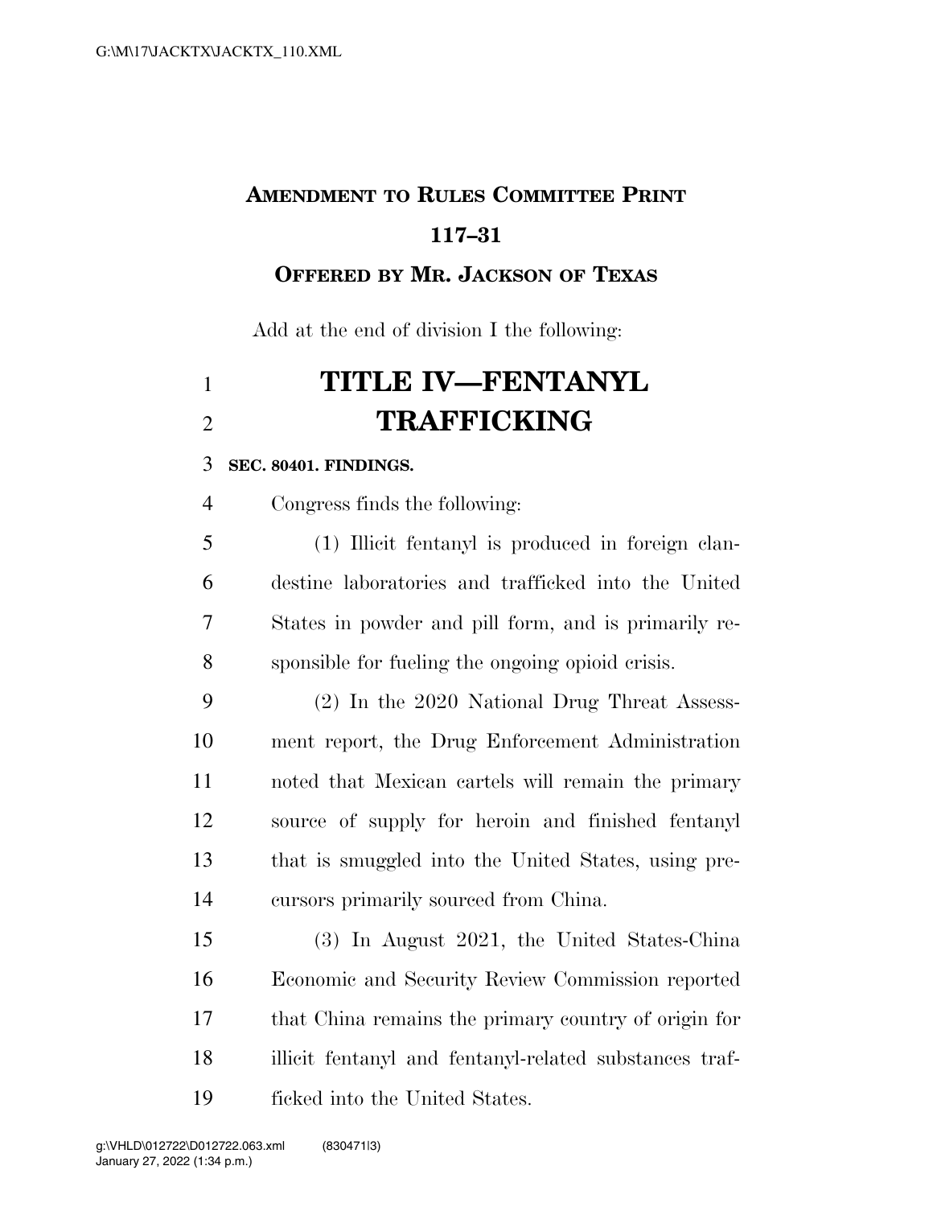**AMENDMENT TO RULES COMMITTEE PRINT**

**117–31**

**OFFERED BY MR. JACKSON OF TEXAS**

Add at the end of division I the following:

# TITLE IV—FENTANYL TRAFFICKING

**SEC. 80401. FINDINGS.**

Congress finds the following:

(1) Illicit fentanyl is produced in foreign clandestine laboratories and trafficked into the United States in powder and pill form, and is primarily responsible for fueling the ongoing opioid crisis.

(2) In the 2020 National Drug Threat Assessment report, the Drug Enforcement Administration noted that Mexican cartels will remain the primary source of supply for heroin and finished fentanyl that is smuggled into the United States, using precursors primarily sourced from China.

(3) In August 2021, the United States-China Economic and Security Review Commission reported that China remains the primary country of origin for illicit fentanyl and fentanyl-related substances trafficked into the United States.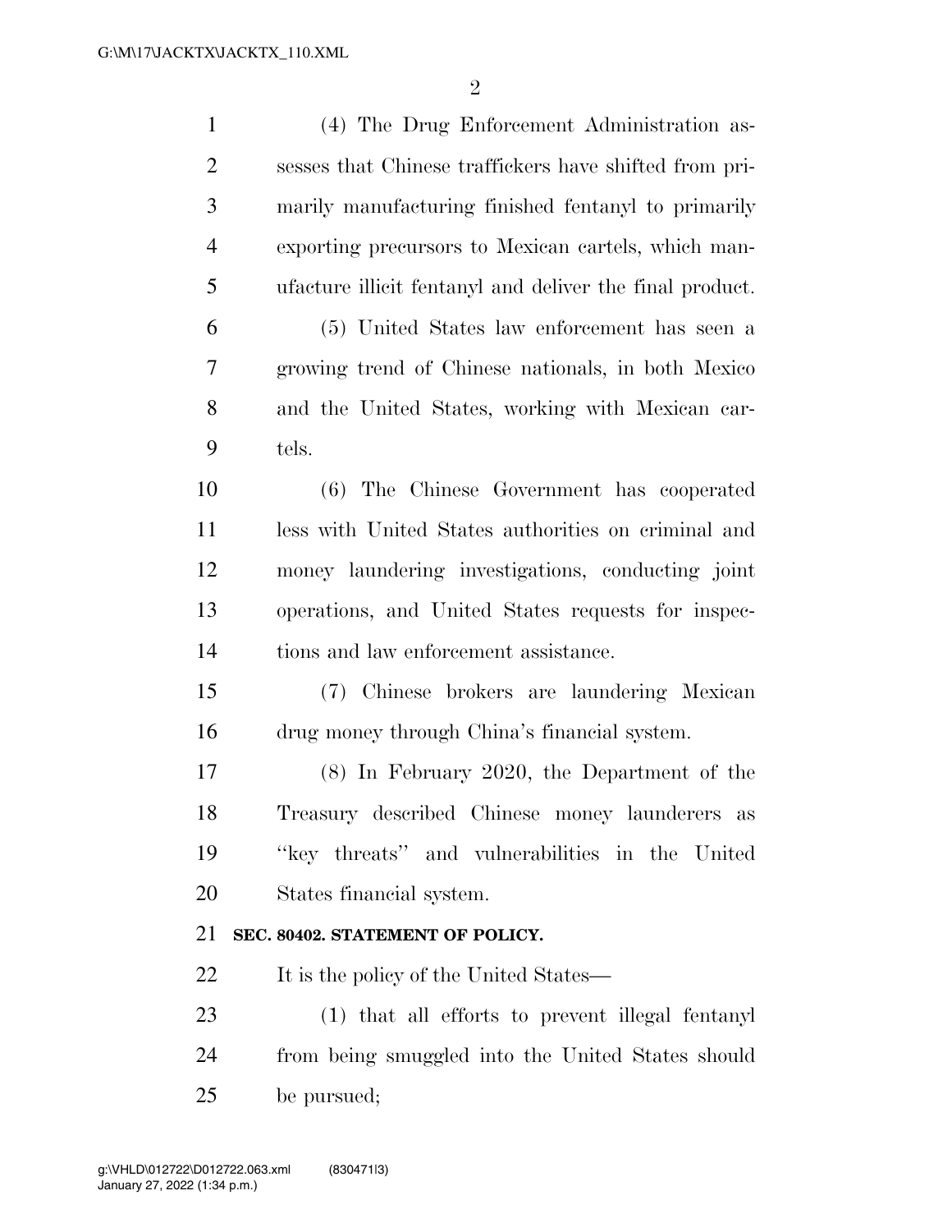(4) The Drug Enforcement Administration assesses that Chinese traffickers have shifted from primarily manufacturing finished fentanyl to primarily exporting precursors to Mexican cartels, which manufacture illicit fentanyl and deliver the final product.

(5) United States law enforcement has seen a growing trend of Chinese nationals, in both Mexico and the United States, working with Mexican cartels.

(6) The Chinese Government has cooperated less with United States authorities on criminal and money laundering investigations, conducting joint operations, and United States requests for inspections and law enforcement assistance.

(7) Chinese brokers are laundering Mexican drug money through China's financial system.

(8) In February 2020, the Department of the Treasury described Chinese money launderers as "key threats" and vulnerabilities in the United States financial system.

**SEC. 80402. STATEMENT OF POLICY.**

It is the policy of the United States—

(1) that all efforts to prevent illegal fentanyl from being smuggled into the United States should be pursued;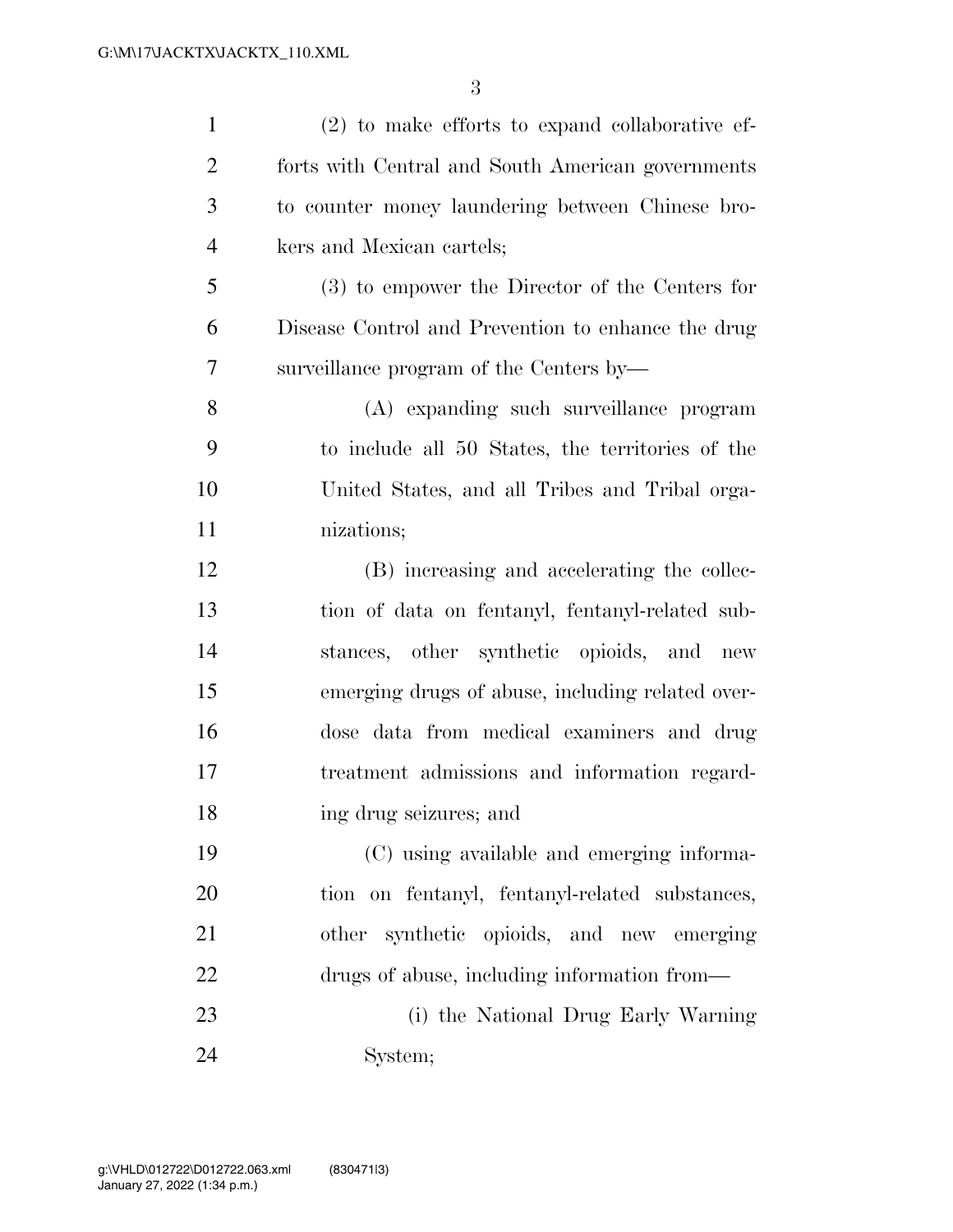(2) to make efforts to expand collaborative efforts with Central and South American governments to counter money laundering between Chinese brokers and Mexican cartels;

(3) to empower the Director of the Centers for Disease Control and Prevention to enhance the drug surveillance program of the Centers by—

(A) expanding such surveillance program to include all 50 States, the territories of the United States, and all Tribes and Tribal organizations;

(B) increasing and accelerating the collection of data on fentanyl, fentanyl-related substances, other synthetic opioids, and new emerging drugs of abuse, including related overdose data from medical examiners and drug treatment admissions and information regarding drug seizures; and

(C) using available and emerging information on fentanyl, fentanyl-related substances, other synthetic opioids, and new emerging drugs of abuse, including information from—

(i) the National Drug Early Warning System;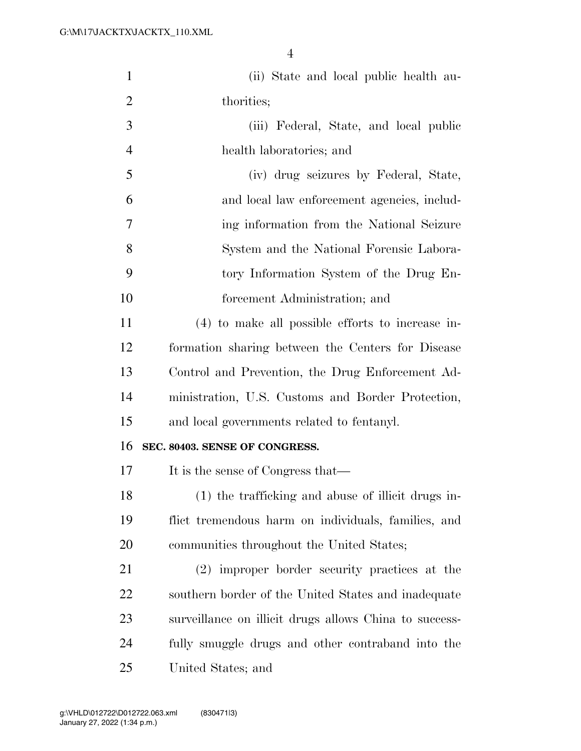(ii) State and local public health authorities;

(iii) Federal, State, and local public health laboratories; and

(iv) drug seizures by Federal, State, and local law enforcement agencies, including information from the National Seizure System and the National Forensic Laboratory Information System of the Drug Enforcement Administration; and

(4) to make all possible efforts to increase information sharing between the Centers for Disease Control and Prevention, the Drug Enforcement Administration, U.S. Customs and Border Protection, and local governments related to fentanyl.

**SEC. 80403. SENSE OF CONGRESS.**

It is the sense of Congress that—

(1) the trafficking and abuse of illicit drugs inflict tremendous harm on individuals, families, and communities throughout the United States;

(2) improper border security practices at the southern border of the United States and inadequate surveillance on illicit drugs allows China to successfully smuggle drugs and other contraband into the United States; and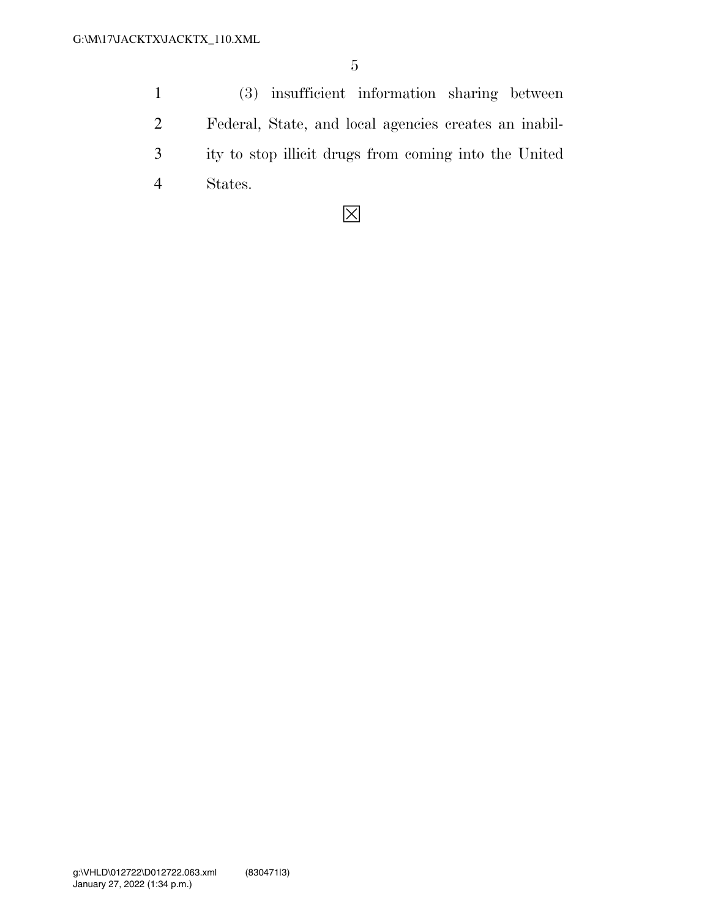(3) insufficient information sharing between Federal, State, and local agencies creates an inability to stop illicit drugs from coming into the United States.